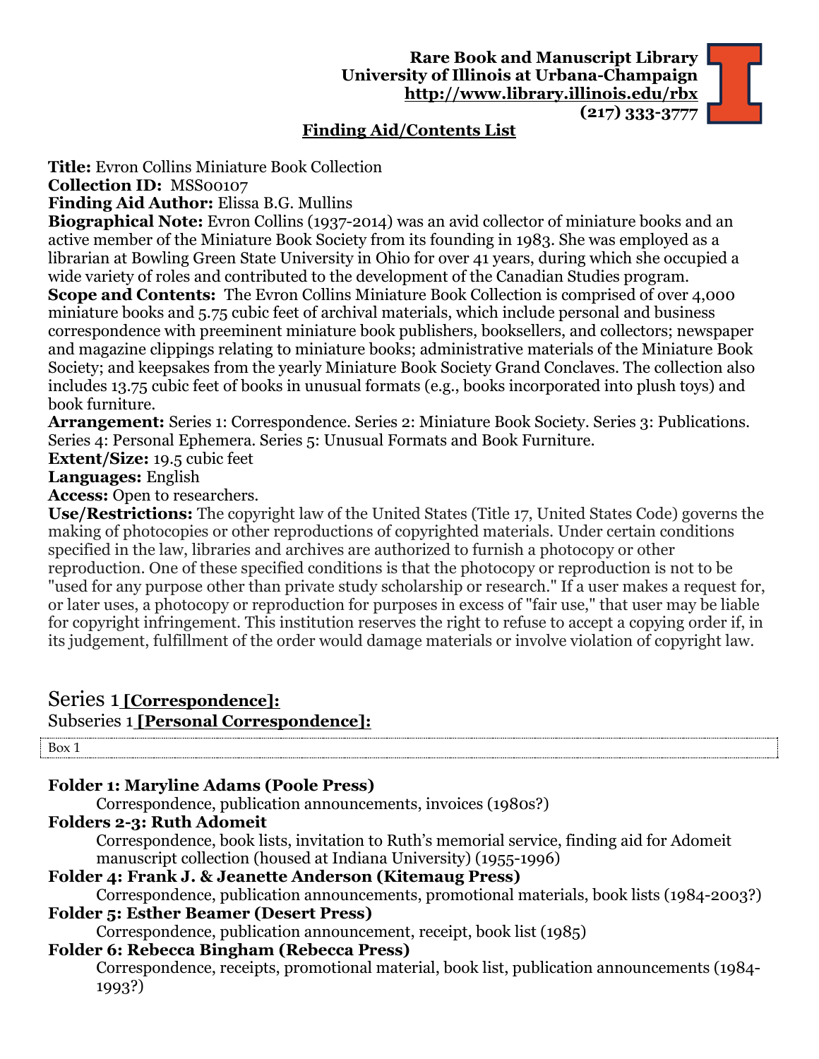**Rare Book and Manuscript Library**
**University of Illinois at Urbana-Champaign**
**http://www.library.illinois.edu/rbx**
**(217) 333-3777**

## Finding Aid/Contents List

**Title:** Evron Collins Miniature Book Collection
**Collection ID:** MSS00107
**Finding Aid Author:** Elissa B.G. Mullins
**Biographical Note:** Evron Collins (1937-2014) was an avid collector of miniature books and an active member of the Miniature Book Society from its founding in 1983. She was employed as a librarian at Bowling Green State University in Ohio for over 41 years, during which she occupied a wide variety of roles and contributed to the development of the Canadian Studies program.
**Scope and Contents:** The Evron Collins Miniature Book Collection is comprised of over 4,000 miniature books and 5.75 cubic feet of archival materials, which include personal and business correspondence with preeminent miniature book publishers, booksellers, and collectors; newspaper and magazine clippings relating to miniature books; administrative materials of the Miniature Book Society; and keepsakes from the yearly Miniature Book Society Grand Conclaves. The collection also includes 13.75 cubic feet of books in unusual formats (e.g., books incorporated into plush toys) and book furniture.
**Arrangement:** Series 1: Correspondence. Series 2: Miniature Book Society. Series 3: Publications. Series 4: Personal Ephemera. Series 5: Unusual Formats and Book Furniture.
**Extent/Size:** 19.5 cubic feet
**Languages:** English
**Access:** Open to researchers.
**Use/Restrictions:** The copyright law of the United States (Title 17, United States Code) governs the making of photocopies or other reproductions of copyrighted materials. Under certain conditions specified in the law, libraries and archives are authorized to furnish a photocopy or other reproduction. One of these specified conditions is that the photocopy or reproduction is not to be "used for any purpose other than private study scholarship or research." If a user makes a request for, or later uses, a photocopy or reproduction for purposes in excess of "fair use," that user may be liable for copyright infringement. This institution reserves the right to refuse to accept a copying order if, in its judgement, fulfillment of the order would damage materials or involve violation of copyright law.

## Series 1 [Correspondence]:

### Subseries 1 [Personal Correspondence]:

Box 1

**Folder 1: Maryline Adams (Poole Press)**
Correspondence, publication announcements, invoices (1980s?)

**Folders 2-3: Ruth Adomeit**
Correspondence, book lists, invitation to Ruth's memorial service, finding aid for Adomeit manuscript collection (housed at Indiana University) (1955-1996)

**Folder 4: Frank J. & Jeanette Anderson (Kitemaug Press)**
Correspondence, publication announcements, promotional materials, book lists (1984-2003?)

**Folder 5: Esther Beamer (Desert Press)**
Correspondence, publication announcement, receipt, book list (1985)

**Folder 6: Rebecca Bingham (Rebecca Press)**
Correspondence, receipts, promotional material, book list, publication announcements (1984-1993?)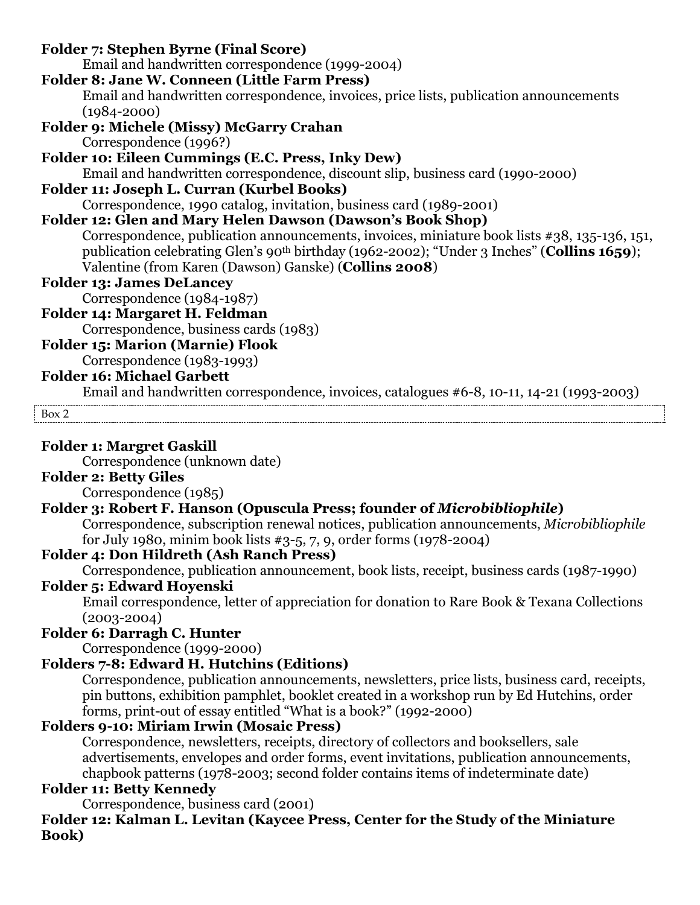**Folder 7: Stephen Byrne (Final Score)**

Email and handwritten correspondence (1999-2004)

**Folder 8: Jane W. Conneen (Little Farm Press)**

Email and handwritten correspondence, invoices, price lists, publication announcements (1984-2000)

**Folder 9: Michele (Missy) McGarry Crahan**

Correspondence (1996?)

**Folder 10: Eileen Cummings (E.C. Press, Inky Dew)**

Email and handwritten correspondence, discount slip, business card (1990-2000)

**Folder 11: Joseph L. Curran (Kurbel Books)**

Correspondence, 1990 catalog, invitation, business card (1989-2001)

**Folder 12: Glen and Mary Helen Dawson (Dawson's Book Shop)**

Correspondence, publication announcements, invoices, miniature book lists #38, 135-136, 151, publication celebrating Glen's 90th birthday (1962-2002); "Under 3 Inches" (**Collins 1659**); Valentine (from Karen (Dawson) Ganske) (**Collins 2008**)

**Folder 13: James DeLancey**

Correspondence (1984-1987)

**Folder 14: Margaret H. Feldman**

Correspondence, business cards (1983)

**Folder 15: Marion (Marnie) Flook**

Correspondence (1983-1993)

**Folder 16: Michael Garbett**

Email and handwritten correspondence, invoices, catalogues #6-8, 10-11, 14-21 (1993-2003)

Box 2

**Folder 1: Margret Gaskill**

Correspondence (unknown date)

**Folder 2: Betty Giles**

Correspondence (1985)

**Folder 3: Robert F. Hanson (Opuscula Press; founder of *Microbibliophile*)**

Correspondence, subscription renewal notices, publication announcements, *Microbibliophile* for July 1980, minim book lists #3-5, 7, 9, order forms (1978-2004)

**Folder 4: Don Hildreth (Ash Ranch Press)**

Correspondence, publication announcement, book lists, receipt, business cards (1987-1990)

**Folder 5: Edward Hoyenski**

Email correspondence, letter of appreciation for donation to Rare Book & Texana Collections (2003-2004)

**Folder 6: Darragh C. Hunter**

Correspondence (1999-2000)

**Folders 7-8: Edward H. Hutchins (Editions)**

Correspondence, publication announcements, newsletters, price lists, business card, receipts, pin buttons, exhibition pamphlet, booklet created in a workshop run by Ed Hutchins, order forms, print-out of essay entitled "What is a book?" (1992-2000)

**Folders 9-10: Miriam Irwin (Mosaic Press)**

Correspondence, newsletters, receipts, directory of collectors and booksellers, sale advertisements, envelopes and order forms, event invitations, publication announcements, chapbook patterns (1978-2003; second folder contains items of indeterminate date)

**Folder 11: Betty Kennedy**

Correspondence, business card (2001)

**Folder 12: Kalman L. Levitan (Kaycee Press, Center for the Study of the Miniature Book)**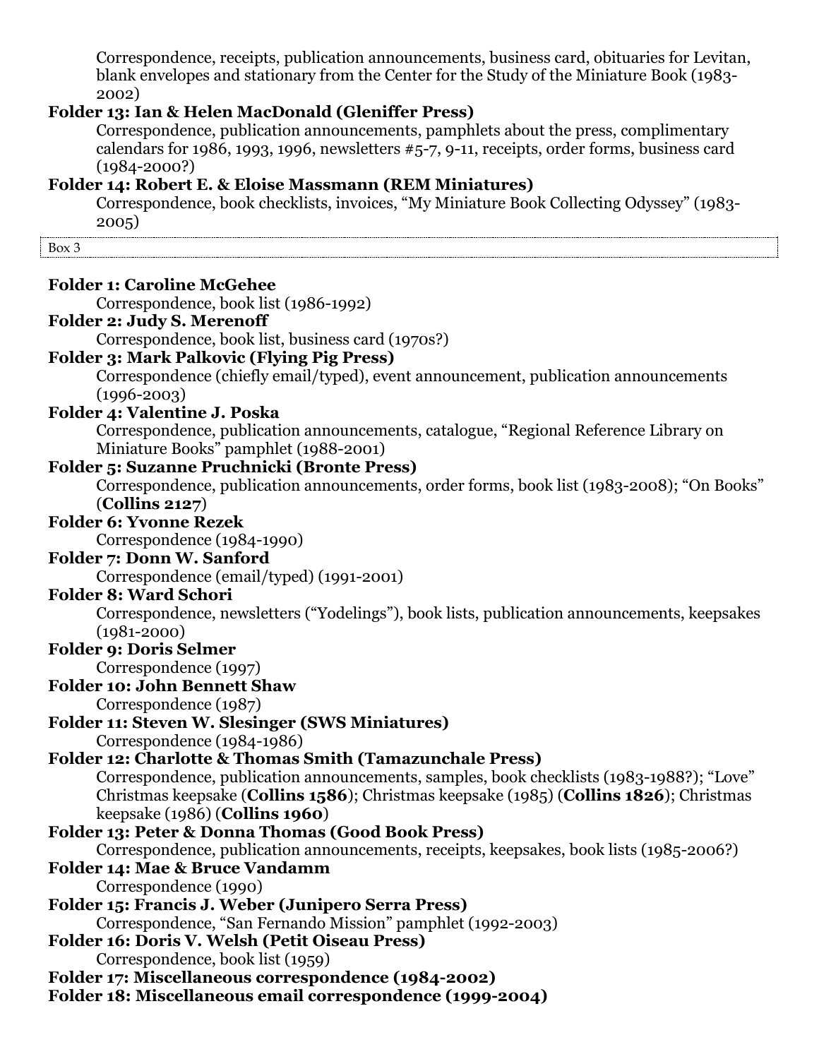Correspondence, receipts, publication announcements, business card, obituaries for Levitan, blank envelopes and stationary from the Center for the Study of the Miniature Book (1983-2002)

**Folder 13: Ian & Helen MacDonald (Gleniffer Press)**

Correspondence, publication announcements, pamphlets about the press, complimentary calendars for 1986, 1993, 1996, newsletters #5-7, 9-11, receipts, order forms, business card (1984-2000?)

**Folder 14: Robert E. & Eloise Massmann (REM Miniatures)**

Correspondence, book checklists, invoices, "My Miniature Book Collecting Odyssey" (1983-2005)

Box 3

**Folder 1: Caroline McGehee**

Correspondence, book list (1986-1992)

**Folder 2: Judy S. Merenoff**

Correspondence, book list, business card (1970s?)

**Folder 3: Mark Palkovic (Flying Pig Press)**

Correspondence (chiefly email/typed), event announcement, publication announcements (1996-2003)

**Folder 4: Valentine J. Poska**

Correspondence, publication announcements, catalogue, "Regional Reference Library on Miniature Books" pamphlet (1988-2001)

**Folder 5: Suzanne Pruchnicki (Bronte Press)**

Correspondence, publication announcements, order forms, book list (1983-2008); "On Books" (**Collins 2127**)

**Folder 6: Yvonne Rezek**

Correspondence (1984-1990)

**Folder 7: Donn W. Sanford**

Correspondence (email/typed) (1991-2001)

**Folder 8: Ward Schori**

Correspondence, newsletters ("Yodelings"), book lists, publication announcements, keepsakes (1981-2000)

**Folder 9: Doris Selmer**

Correspondence (1997)

**Folder 10: John Bennett Shaw**

Correspondence (1987)

**Folder 11: Steven W. Slesinger (SWS Miniatures)**

Correspondence (1984-1986)

**Folder 12: Charlotte & Thomas Smith (Tamazunchale Press)**

Correspondence, publication announcements, samples, book checklists (1983-1988?); "Love" Christmas keepsake (**Collins 1586**); Christmas keepsake (1985) (**Collins 1826**); Christmas keepsake (1986) (**Collins 1960**)

**Folder 13: Peter & Donna Thomas (Good Book Press)**

Correspondence, publication announcements, receipts, keepsakes, book lists (1985-2006?)

**Folder 14: Mae & Bruce Vandamm**

Correspondence (1990)

**Folder 15: Francis J. Weber (Junipero Serra Press)**

Correspondence, "San Fernando Mission" pamphlet (1992-2003)

**Folder 16: Doris V. Welsh (Petit Oiseau Press)**

Correspondence, book list (1959)

**Folder 17: Miscellaneous correspondence (1984-2002)**

**Folder 18: Miscellaneous email correspondence (1999-2004)**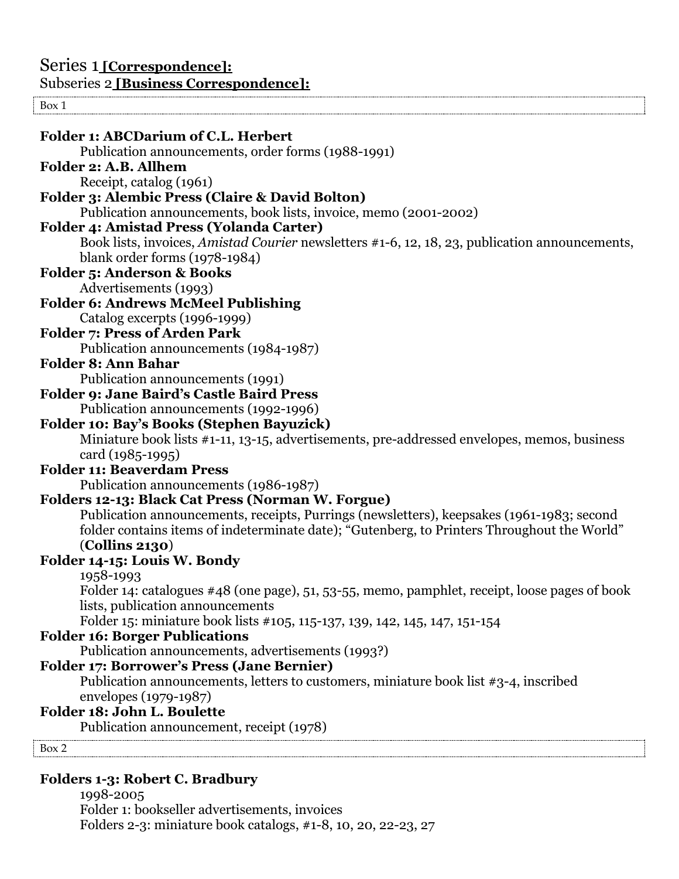# Series 1 **[Correspondence]:**

## Subseries 2 **[Business Correspondence]:**

Box 1

**Folder 1: ABCDarium of C.L. Herbert**
Publication announcements, order forms (1988-1991)

**Folder 2: A.B. Allhem**
Receipt, catalog (1961)

**Folder 3: Alembic Press (Claire & David Bolton)**
Publication announcements, book lists, invoice, memo (2001-2002)

**Folder 4: Amistad Press (Yolanda Carter)**
Book lists, invoices, *Amistad Courier* newsletters #1-6, 12, 18, 23, publication announcements, blank order forms (1978-1984)

**Folder 5: Anderson & Books**
Advertisements (1993)

**Folder 6: Andrews McMeel Publishing**
Catalog excerpts (1996-1999)

**Folder 7: Press of Arden Park**
Publication announcements (1984-1987)

**Folder 8: Ann Bahar**
Publication announcements (1991)

**Folder 9: Jane Baird's Castle Baird Press**
Publication announcements (1992-1996)

**Folder 10: Bay's Books (Stephen Bayuzick)**
Miniature book lists #1-11, 13-15, advertisements, pre-addressed envelopes, memos, business card (1985-1995)

**Folder 11: Beaverdam Press**
Publication announcements (1986-1987)

**Folders 12-13: Black Cat Press (Norman W. Forgue)**
Publication announcements, receipts, Purrings (newsletters), keepsakes (1961-1983; second folder contains items of indeterminate date); "Gutenberg, to Printers Throughout the World" (**Collins 2130**)

**Folder 14-15: Louis W. Bondy**
1958-1993
Folder 14: catalogues #48 (one page), 51, 53-55, memo, pamphlet, receipt, loose pages of book lists, publication announcements
Folder 15: miniature book lists #105, 115-137, 139, 142, 145, 147, 151-154

**Folder 16: Borger Publications**
Publication announcements, advertisements (1993?)

**Folder 17: Borrower's Press (Jane Bernier)**
Publication announcements, letters to customers, miniature book list #3-4, inscribed envelopes (1979-1987)

**Folder 18: John L. Boulette**
Publication announcement, receipt (1978)

Box 2

**Folders 1-3: Robert C. Bradbury**
1998-2005
Folder 1: bookseller advertisements, invoices
Folders 2-3: miniature book catalogs, #1-8, 10, 20, 22-23, 27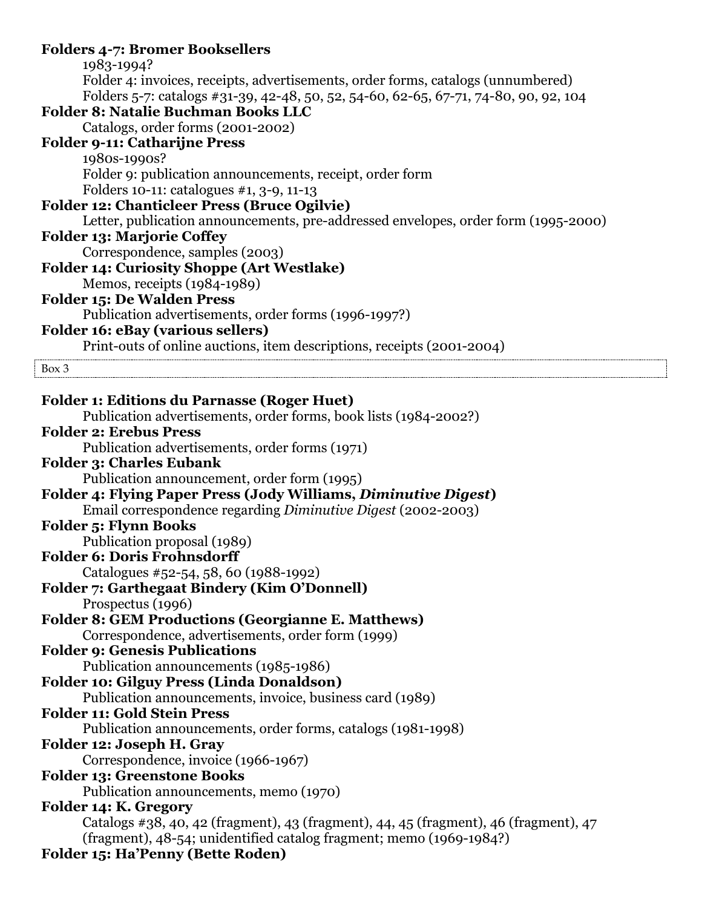**Folders 4-7: Bromer Booksellers**

1983-1994?

Folder 4: invoices, receipts, advertisements, order forms, catalogs (unnumbered)

Folders 5-7: catalogs #31-39, 42-48, 50, 52, 54-60, 62-65, 67-71, 74-80, 90, 92, 104

**Folder 8: Natalie Buchman Books LLC**

Catalogs, order forms (2001-2002)

**Folder 9-11: Catharijne Press**

1980s-1990s?

Folder 9: publication announcements, receipt, order form

Folders 10-11: catalogues #1, 3-9, 11-13

**Folder 12: Chanticleer Press (Bruce Ogilvie)**

Letter, publication announcements, pre-addressed envelopes, order form (1995-2000)

**Folder 13: Marjorie Coffey**

Correspondence, samples (2003)

**Folder 14: Curiosity Shoppe (Art Westlake)**

Memos, receipts (1984-1989)

**Folder 15: De Walden Press**

Publication advertisements, order forms (1996-1997?)

**Folder 16: eBay (various sellers)**

Print-outs of online auctions, item descriptions, receipts (2001-2004)

Box 3

**Folder 1: Editions du Parnasse (Roger Huet)**

Publication advertisements, order forms, book lists (1984-2002?)

**Folder 2: Erebus Press**

Publication advertisements, order forms (1971)

**Folder 3: Charles Eubank**

Publication announcement, order form (1995)

**Folder 4: Flying Paper Press (Jody Williams, *Diminutive Digest*)**

Email correspondence regarding *Diminutive Digest* (2002-2003)

**Folder 5: Flynn Books**

Publication proposal (1989)

**Folder 6: Doris Frohnsdorff**

Catalogues #52-54, 58, 60 (1988-1992)

**Folder 7: Garthegaat Bindery (Kim O'Donnell)**

Prospectus (1996)

**Folder 8: GEM Productions (Georgianne E. Matthews)**

Correspondence, advertisements, order form (1999)

**Folder 9: Genesis Publications**

Publication announcements (1985-1986)

**Folder 10: Gilguy Press (Linda Donaldson)**

Publication announcements, invoice, business card (1989)

**Folder 11: Gold Stein Press**

Publication announcements, order forms, catalogs (1981-1998)

**Folder 12: Joseph H. Gray**

Correspondence, invoice (1966-1967)

**Folder 13: Greenstone Books**

Publication announcements, memo (1970)

**Folder 14: K. Gregory**

Catalogs #38, 40, 42 (fragment), 43 (fragment), 44, 45 (fragment), 46 (fragment), 47 (fragment), 48-54; unidentified catalog fragment; memo (1969-1984?)

**Folder 15: Ha'Penny (Bette Roden)**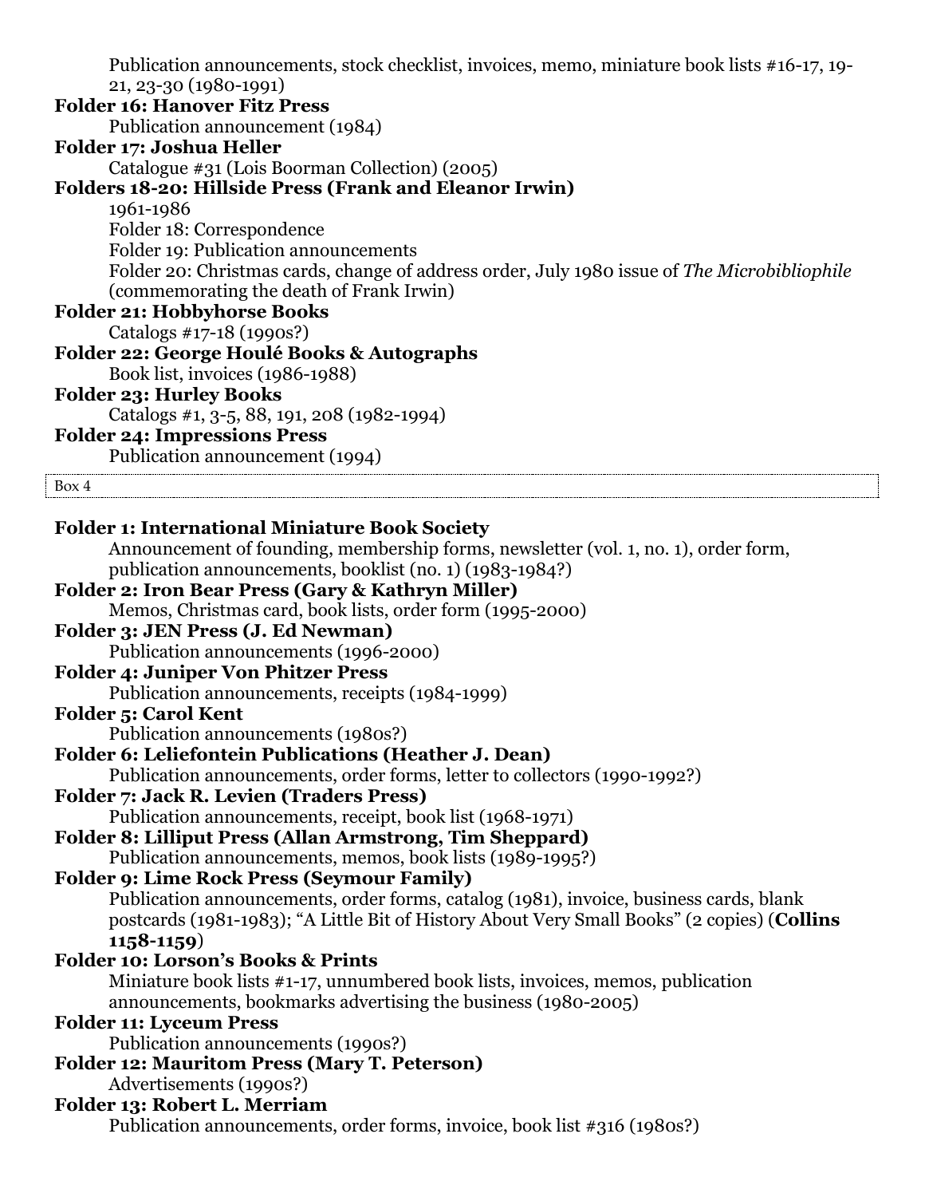Publication announcements, stock checklist, invoices, memo, miniature book lists #16-17, 19-21, 23-30 (1980-1991)

**Folder 16: Hanover Fitz Press**

Publication announcement (1984)

**Folder 17: Joshua Heller**

Catalogue #31 (Lois Boorman Collection) (2005)

**Folders 18-20: Hillside Press (Frank and Eleanor Irwin)**

1961-1986

Folder 18: Correspondence

Folder 19: Publication announcements

Folder 20: Christmas cards, change of address order, July 1980 issue of *The Microbibliophile* (commemorating the death of Frank Irwin)

**Folder 21: Hobbyhorse Books**

Catalogs #17-18 (1990s?)

**Folder 22: George Houlé Books & Autographs**

Book list, invoices (1986-1988)

**Folder 23: Hurley Books**

Catalogs #1, 3-5, 88, 191, 208 (1982-1994)

**Folder 24: Impressions Press**

Publication announcement (1994)

Box 4

**Folder 1: International Miniature Book Society**

Announcement of founding, membership forms, newsletter (vol. 1, no. 1), order form, publication announcements, booklist (no. 1) (1983-1984?)

**Folder 2: Iron Bear Press (Gary & Kathryn Miller)**

Memos, Christmas card, book lists, order form (1995-2000)

**Folder 3: JEN Press (J. Ed Newman)**

Publication announcements (1996-2000)

**Folder 4: Juniper Von Phitzer Press**

Publication announcements, receipts (1984-1999)

**Folder 5: Carol Kent**

Publication announcements (1980s?)

**Folder 6: Leliefontein Publications (Heather J. Dean)**

Publication announcements, order forms, letter to collectors (1990-1992?)

**Folder 7: Jack R. Levien (Traders Press)**

Publication announcements, receipt, book list (1968-1971)

**Folder 8: Lilliput Press (Allan Armstrong, Tim Sheppard)**

Publication announcements, memos, book lists (1989-1995?)

**Folder 9: Lime Rock Press (Seymour Family)**

Publication announcements, order forms, catalog (1981), invoice, business cards, blank postcards (1981-1983); "A Little Bit of History About Very Small Books" (2 copies) (**Collins 1158-1159**)

**Folder 10: Lorson's Books & Prints**

Miniature book lists #1-17, unnumbered book lists, invoices, memos, publication announcements, bookmarks advertising the business (1980-2005)

**Folder 11: Lyceum Press**

Publication announcements (1990s?)

**Folder 12: Mauritom Press (Mary T. Peterson)**

Advertisements (1990s?)

**Folder 13: Robert L. Merriam**

Publication announcements, order forms, invoice, book list #316 (1980s?)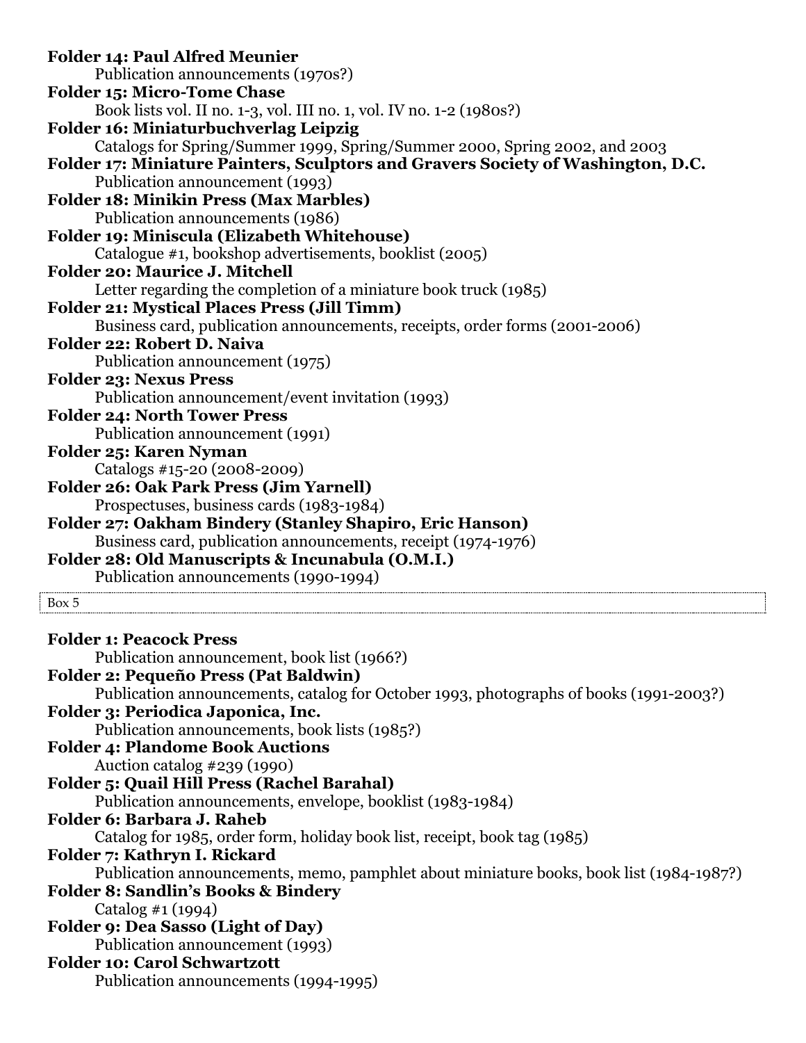**Folder 14: Paul Alfred Meunier**
Publication announcements (1970s?)

**Folder 15: Micro-Tome Chase**
Book lists vol. II no. 1-3, vol. III no. 1, vol. IV no. 1-2 (1980s?)

**Folder 16: Miniaturbuchverlag Leipzig**
Catalogs for Spring/Summer 1999, Spring/Summer 2000, Spring 2002, and 2003

**Folder 17: Miniature Painters, Sculptors and Gravers Society of Washington, D.C.**
Publication announcement (1993)

**Folder 18: Minikin Press (Max Marbles)**
Publication announcements (1986)

**Folder 19: Miniscula (Elizabeth Whitehouse)**
Catalogue #1, bookshop advertisements, booklist (2005)

**Folder 20: Maurice J. Mitchell**
Letter regarding the completion of a miniature book truck (1985)

**Folder 21: Mystical Places Press (Jill Timm)**
Business card, publication announcements, receipts, order forms (2001-2006)

**Folder 22: Robert D. Naiva**
Publication announcement (1975)

**Folder 23: Nexus Press**
Publication announcement/event invitation (1993)

**Folder 24: North Tower Press**
Publication announcement (1991)

**Folder 25: Karen Nyman**
Catalogs #15-20 (2008-2009)

**Folder 26: Oak Park Press (Jim Yarnell)**
Prospectuses, business cards (1983-1984)

**Folder 27: Oakham Bindery (Stanley Shapiro, Eric Hanson)**
Business card, publication announcements, receipt (1974-1976)

**Folder 28: Old Manuscripts & Incunabula (O.M.I.)**
Publication announcements (1990-1994)

Box 5

**Folder 1: Peacock Press**
Publication announcement, book list (1966?)

**Folder 2: Pequeño Press (Pat Baldwin)**
Publication announcements, catalog for October 1993, photographs of books (1991-2003?)

**Folder 3: Periodica Japonica, Inc.**
Publication announcements, book lists (1985?)

**Folder 4: Plandome Book Auctions**
Auction catalog #239 (1990)

**Folder 5: Quail Hill Press (Rachel Barahal)**
Publication announcements, envelope, booklist (1983-1984)

**Folder 6: Barbara J. Raheb**
Catalog for 1985, order form, holiday book list, receipt, book tag (1985)

**Folder 7: Kathryn I. Rickard**
Publication announcements, memo, pamphlet about miniature books, book list (1984-1987?)

**Folder 8: Sandlin's Books & Bindery**
Catalog #1 (1994)

**Folder 9: Dea Sasso (Light of Day)**
Publication announcement (1993)

**Folder 10: Carol Schwartzott**
Publication announcements (1994-1995)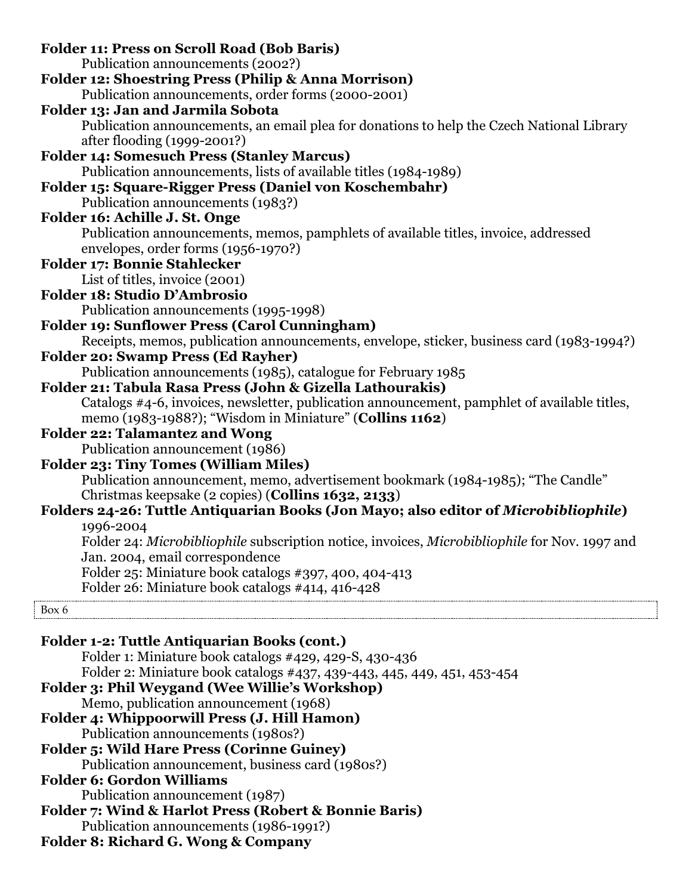**Folder 11: Press on Scroll Road (Bob Baris)**
Publication announcements (2002?)

**Folder 12: Shoestring Press (Philip & Anna Morrison)**
Publication announcements, order forms (2000-2001)

**Folder 13: Jan and Jarmila Sobota**
Publication announcements, an email plea for donations to help the Czech National Library after flooding (1999-2001?)

**Folder 14: Somesuch Press (Stanley Marcus)**
Publication announcements, lists of available titles (1984-1989)

**Folder 15: Square-Rigger Press (Daniel von Koschembahr)**
Publication announcements (1983?)

**Folder 16: Achille J. St. Onge**
Publication announcements, memos, pamphlets of available titles, invoice, addressed envelopes, order forms (1956-1970?)

**Folder 17: Bonnie Stahlecker**
List of titles, invoice (2001)

**Folder 18: Studio D'Ambrosio**
Publication announcements (1995-1998)

**Folder 19: Sunflower Press (Carol Cunningham)**
Receipts, memos, publication announcements, envelope, sticker, business card (1983-1994?)

**Folder 20: Swamp Press (Ed Rayher)**
Publication announcements (1985), catalogue for February 1985

**Folder 21: Tabula Rasa Press (John & Gizella Lathourakis)**
Catalogs #4-6, invoices, newsletter, publication announcement, pamphlet of available titles, memo (1983-1988?); "Wisdom in Miniature" (**Collins 1162**)

**Folder 22: Talamantez and Wong**
Publication announcement (1986)

**Folder 23: Tiny Tomes (William Miles)**
Publication announcement, memo, advertisement bookmark (1984-1985); "The Candle" Christmas keepsake (2 copies) (**Collins 1632, 2133**)

**Folders 24-26: Tuttle Antiquarian Books (Jon Mayo; also editor of *Microbibliophile*)**
1996-2004
Folder 24: *Microbibliophile* subscription notice, invoices, *Microbibliophile* for Nov. 1997 and Jan. 2004, email correspondence
Folder 25: Miniature book catalogs #397, 400, 404-413
Folder 26: Miniature book catalogs #414, 416-428

Box 6

**Folder 1-2: Tuttle Antiquarian Books (cont.)**
Folder 1: Miniature book catalogs #429, 429-S, 430-436
Folder 2: Miniature book catalogs #437, 439-443, 445, 449, 451, 453-454

**Folder 3: Phil Weygand (Wee Willie's Workshop)**
Memo, publication announcement (1968)

**Folder 4: Whippoorwill Press (J. Hill Hamon)**
Publication announcements (1980s?)

**Folder 5: Wild Hare Press (Corinne Guiney)**
Publication announcement, business card (1980s?)

**Folder 6: Gordon Williams**
Publication announcement (1987)

**Folder 7: Wind & Harlot Press (Robert & Bonnie Baris)**
Publication announcements (1986-1991?)

**Folder 8: Richard G. Wong & Company**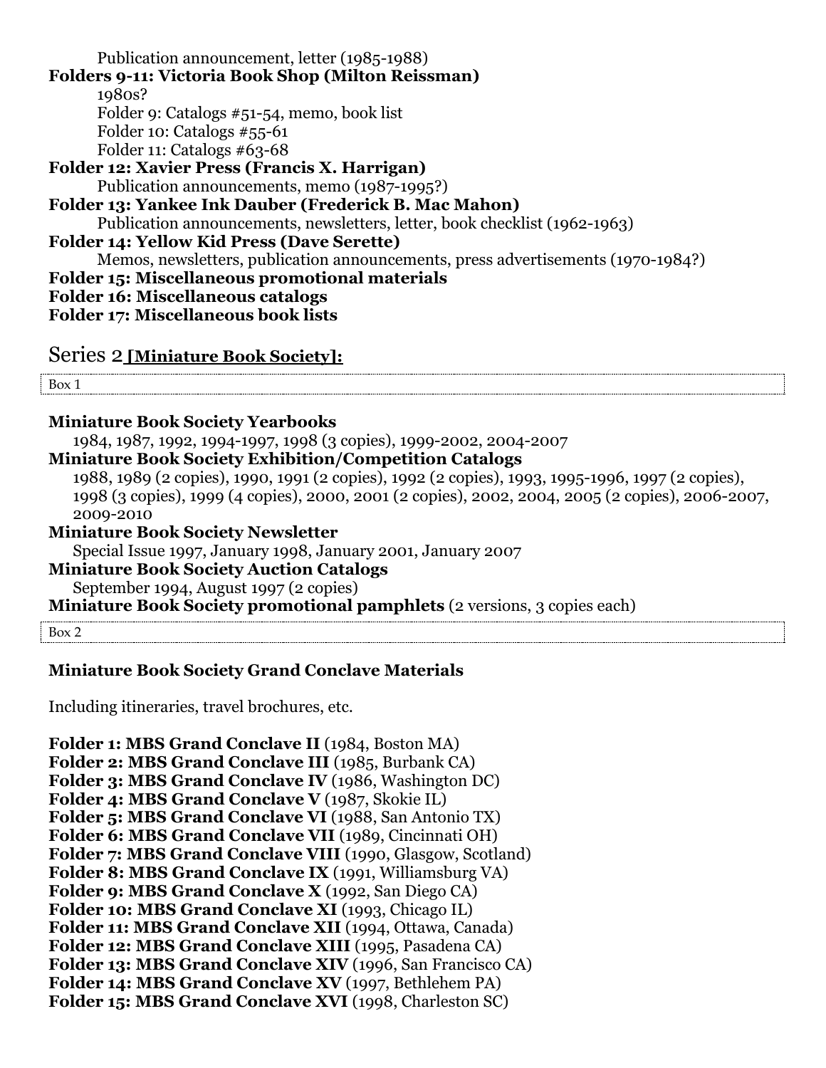Publication announcement, letter (1985-1988)

**Folders 9-11: Victoria Book Shop (Milton Reissman)**

1980s?

Folder 9: Catalogs #51-54, memo, book list

Folder 10: Catalogs #55-61

Folder 11: Catalogs #63-68

**Folder 12: Xavier Press (Francis X. Harrigan)**

Publication announcements, memo (1987-1995?)

**Folder 13: Yankee Ink Dauber (Frederick B. Mac Mahon)**

Publication announcements, newsletters, letter, book checklist (1962-1963)

**Folder 14: Yellow Kid Press (Dave Serette)**

Memos, newsletters, publication announcements, press advertisements (1970-1984?)

**Folder 15: Miscellaneous promotional materials**

**Folder 16: Miscellaneous catalogs**

**Folder 17: Miscellaneous book lists**

## Series 2 **[Miniature Book Society]:**

Box 1

**Miniature Book Society Yearbooks**

1984, 1987, 1992, 1994-1997, 1998 (3 copies), 1999-2002, 2004-2007

**Miniature Book Society Exhibition/Competition Catalogs**

1988, 1989 (2 copies), 1990, 1991 (2 copies), 1992 (2 copies), 1993, 1995-1996, 1997 (2 copies), 1998 (3 copies), 1999 (4 copies), 2000, 2001 (2 copies), 2002, 2004, 2005 (2 copies), 2006-2007, 2009-2010

**Miniature Book Society Newsletter**

Special Issue 1997, January 1998, January 2001, January 2007

**Miniature Book Society Auction Catalogs**

September 1994, August 1997 (2 copies)

**Miniature Book Society promotional pamphlets** (2 versions, 3 copies each)

Box 2

**Miniature Book Society Grand Conclave Materials**

Including itineraries, travel brochures, etc.

**Folder 1: MBS Grand Conclave II** (1984, Boston MA)
**Folder 2: MBS Grand Conclave III** (1985, Burbank CA)
**Folder 3: MBS Grand Conclave IV** (1986, Washington DC)
**Folder 4: MBS Grand Conclave V** (1987, Skokie IL)
**Folder 5: MBS Grand Conclave VI** (1988, San Antonio TX)
**Folder 6: MBS Grand Conclave VII** (1989, Cincinnati OH)
**Folder 7: MBS Grand Conclave VIII** (1990, Glasgow, Scotland)
**Folder 8: MBS Grand Conclave IX** (1991, Williamsburg VA)
**Folder 9: MBS Grand Conclave X** (1992, San Diego CA)
**Folder 10: MBS Grand Conclave XI** (1993, Chicago IL)
**Folder 11: MBS Grand Conclave XII** (1994, Ottawa, Canada)
**Folder 12: MBS Grand Conclave XIII** (1995, Pasadena CA)
**Folder 13: MBS Grand Conclave XIV** (1996, San Francisco CA)
**Folder 14: MBS Grand Conclave XV** (1997, Bethlehem PA)
**Folder 15: MBS Grand Conclave XVI** (1998, Charleston SC)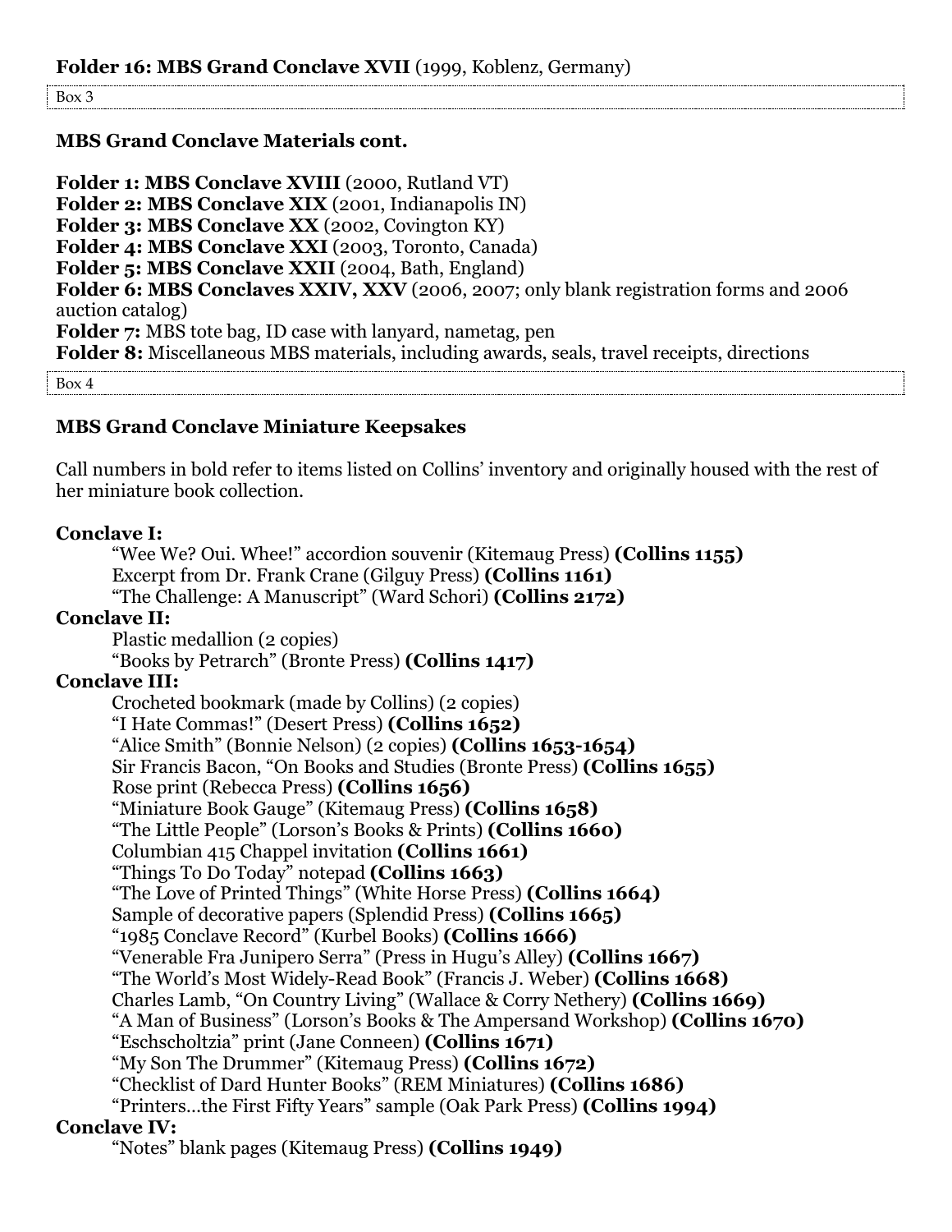**Folder 16: MBS Grand Conclave XVII** (1999, Koblenz, Germany)

Box 3

**MBS Grand Conclave Materials cont.**

**Folder 1: MBS Conclave XVIII** (2000, Rutland VT)
**Folder 2: MBS Conclave XIX** (2001, Indianapolis IN)
**Folder 3: MBS Conclave XX** (2002, Covington KY)
**Folder 4: MBS Conclave XXI** (2003, Toronto, Canada)
**Folder 5: MBS Conclave XXII** (2004, Bath, England)
**Folder 6: MBS Conclaves XXIV, XXV** (2006, 2007; only blank registration forms and 2006 auction catalog)
**Folder 7:** MBS tote bag, ID case with lanyard, nametag, pen
**Folder 8:** Miscellaneous MBS materials, including awards, seals, travel receipts, directions

Box 4

**MBS Grand Conclave Miniature Keepsakes**

Call numbers in bold refer to items listed on Collins' inventory and originally housed with the rest of her miniature book collection.

**Conclave I:**
- "Wee We? Oui. Whee!" accordion souvenir (Kitemaug Press) **(Collins 1155)**
- Excerpt from Dr. Frank Crane (Gilguy Press) **(Collins 1161)**
- "The Challenge: A Manuscript" (Ward Schori) **(Collins 2172)**

**Conclave II:**
- Plastic medallion (2 copies)
- "Books by Petrarch" (Bronte Press) **(Collins 1417)**

**Conclave III:**
- Crocheted bookmark (made by Collins) (2 copies)
- "I Hate Commas!" (Desert Press) **(Collins 1652)**
- "Alice Smith" (Bonnie Nelson) (2 copies) **(Collins 1653-1654)**
- Sir Francis Bacon, "On Books and Studies (Bronte Press) **(Collins 1655)**
- Rose print (Rebecca Press) **(Collins 1656)**
- "Miniature Book Gauge" (Kitemaug Press) **(Collins 1658)**
- "The Little People" (Lorson's Books & Prints) **(Collins 1660)**
- Columbian 415 Chappel invitation **(Collins 1661)**
- "Things To Do Today" notepad **(Collins 1663)**
- "The Love of Printed Things" (White Horse Press) **(Collins 1664)**
- Sample of decorative papers (Splendid Press) **(Collins 1665)**
- "1985 Conclave Record" (Kurbel Books) **(Collins 1666)**
- "Venerable Fra Junipero Serra" (Press in Hugu's Alley) **(Collins 1667)**
- "The World's Most Widely-Read Book" (Francis J. Weber) **(Collins 1668)**
- Charles Lamb, "On Country Living" (Wallace & Corry Nethery) **(Collins 1669)**
- "A Man of Business" (Lorson's Books & The Ampersand Workshop) **(Collins 1670)**
- "Eschscholtzia" print (Jane Conneen) **(Collins 1671)**
- "My Son The Drummer" (Kitemaug Press) **(Collins 1672)**
- "Checklist of Dard Hunter Books" (REM Miniatures) **(Collins 1686)**
- "Printers…the First Fifty Years" sample (Oak Park Press) **(Collins 1994)**

**Conclave IV:**
- "Notes" blank pages (Kitemaug Press) **(Collins 1949)**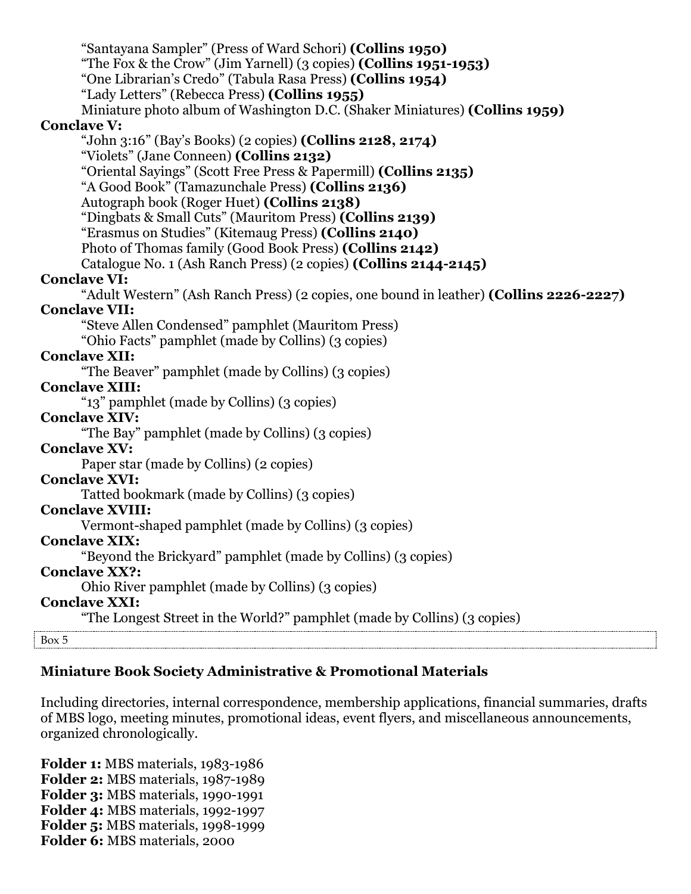"Santayana Sampler" (Press of Ward Schori) **(Collins 1950)**
"The Fox & the Crow" (Jim Yarnell) (3 copies) **(Collins 1951-1953)**
"One Librarian's Credo" (Tabula Rasa Press) **(Collins 1954)**
"Lady Letters" (Rebecca Press) **(Collins 1955)**
Miniature photo album of Washington D.C. (Shaker Miniatures) **(Collins 1959)**

**Conclave V:**

"John 3:16" (Bay's Books) (2 copies) **(Collins 2128, 2174)**
"Violets" (Jane Conneen) **(Collins 2132)**
"Oriental Sayings" (Scott Free Press & Papermill) **(Collins 2135)**
"A Good Book" (Tamazunchale Press) **(Collins 2136)**
Autograph book (Roger Huet) **(Collins 2138)**
"Dingbats & Small Cuts" (Mauritom Press) **(Collins 2139)**
"Erasmus on Studies" (Kitemaug Press) **(Collins 2140)**
Photo of Thomas family (Good Book Press) **(Collins 2142)**
Catalogue No. 1 (Ash Ranch Press) (2 copies) **(Collins 2144-2145)**

**Conclave VI:**

"Adult Western" (Ash Ranch Press) (2 copies, one bound in leather) **(Collins 2226-2227)**

**Conclave VII:**

"Steve Allen Condensed" pamphlet (Mauritom Press)
"Ohio Facts" pamphlet (made by Collins) (3 copies)

**Conclave XII:**

"The Beaver" pamphlet (made by Collins) (3 copies)

**Conclave XIII:**

"13" pamphlet (made by Collins) (3 copies)

**Conclave XIV:**

"The Bay" pamphlet (made by Collins) (3 copies)

**Conclave XV:**

Paper star (made by Collins) (2 copies)

**Conclave XVI:**

Tatted bookmark (made by Collins) (3 copies)

**Conclave XVIII:**

Vermont-shaped pamphlet (made by Collins) (3 copies)

**Conclave XIX:**

"Beyond the Brickyard" pamphlet (made by Collins) (3 copies)

**Conclave XX?:**

Ohio River pamphlet (made by Collins) (3 copies)

**Conclave XXI:**

"The Longest Street in the World?" pamphlet (made by Collins) (3 copies)

Box 5

**Miniature Book Society Administrative & Promotional Materials**

Including directories, internal correspondence, membership applications, financial summaries, drafts of MBS logo, meeting minutes, promotional ideas, event flyers, and miscellaneous announcements, organized chronologically.

**Folder 1:** MBS materials, 1983-1986
**Folder 2:** MBS materials, 1987-1989
**Folder 3:** MBS materials, 1990-1991
**Folder 4:** MBS materials, 1992-1997
**Folder 5:** MBS materials, 1998-1999
**Folder 6:** MBS materials, 2000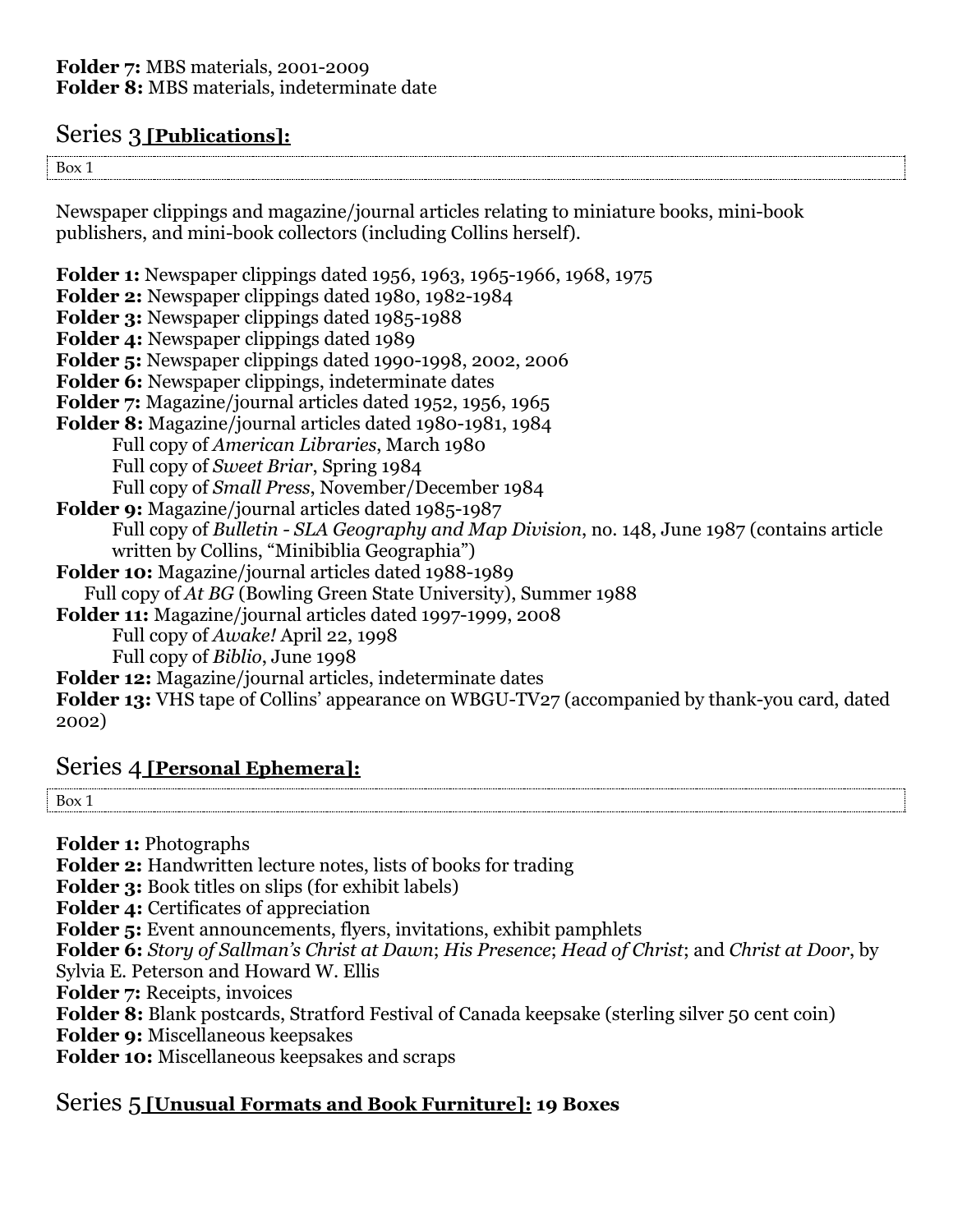**Folder 7:** MBS materials, 2001-2009
**Folder 8:** MBS materials, indeterminate date

## Series 3 **[Publications]:**

Box 1

Newspaper clippings and magazine/journal articles relating to miniature books, mini-book publishers, and mini-book collectors (including Collins herself).

**Folder 1:** Newspaper clippings dated 1956, 1963, 1965-1966, 1968, 1975
**Folder 2:** Newspaper clippings dated 1980, 1982-1984
**Folder 3:** Newspaper clippings dated 1985-1988
**Folder 4:** Newspaper clippings dated 1989
**Folder 5:** Newspaper clippings dated 1990-1998, 2002, 2006
**Folder 6:** Newspaper clippings, indeterminate dates
**Folder 7:** Magazine/journal articles dated 1952, 1956, 1965
**Folder 8:** Magazine/journal articles dated 1980-1981, 1984
- Full copy of *American Libraries*, March 1980
- Full copy of *Sweet Briar*, Spring 1984
- Full copy of *Small Press*, November/December 1984

**Folder 9:** Magazine/journal articles dated 1985-1987
- Full copy of *Bulletin - SLA Geography and Map Division*, no. 148, June 1987 (contains article written by Collins, "Minibiblia Geographia")

**Folder 10:** Magazine/journal articles dated 1988-1989
- Full copy of *At BG* (Bowling Green State University), Summer 1988

**Folder 11:** Magazine/journal articles dated 1997-1999, 2008
- Full copy of *Awake!* April 22, 1998
- Full copy of *Biblio*, June 1998

**Folder 12:** Magazine/journal articles, indeterminate dates
**Folder 13:** VHS tape of Collins' appearance on WBGU-TV27 (accompanied by thank-you card, dated 2002)

## Series 4 **[Personal Ephemera]:**

Box 1

**Folder 1:** Photographs
**Folder 2:** Handwritten lecture notes, lists of books for trading
**Folder 3:** Book titles on slips (for exhibit labels)
**Folder 4:** Certificates of appreciation
**Folder 5:** Event announcements, flyers, invitations, exhibit pamphlets
**Folder 6:** *Story of Sallman's Christ at Dawn*; *His Presence*; *Head of Christ*; and *Christ at Door*, by Sylvia E. Peterson and Howard W. Ellis
**Folder 7:** Receipts, invoices
**Folder 8:** Blank postcards, Stratford Festival of Canada keepsake (sterling silver 50 cent coin)
**Folder 9:** Miscellaneous keepsakes
**Folder 10:** Miscellaneous keepsakes and scraps

## Series 5 **[Unusual Formats and Book Furniture]: 19 Boxes**